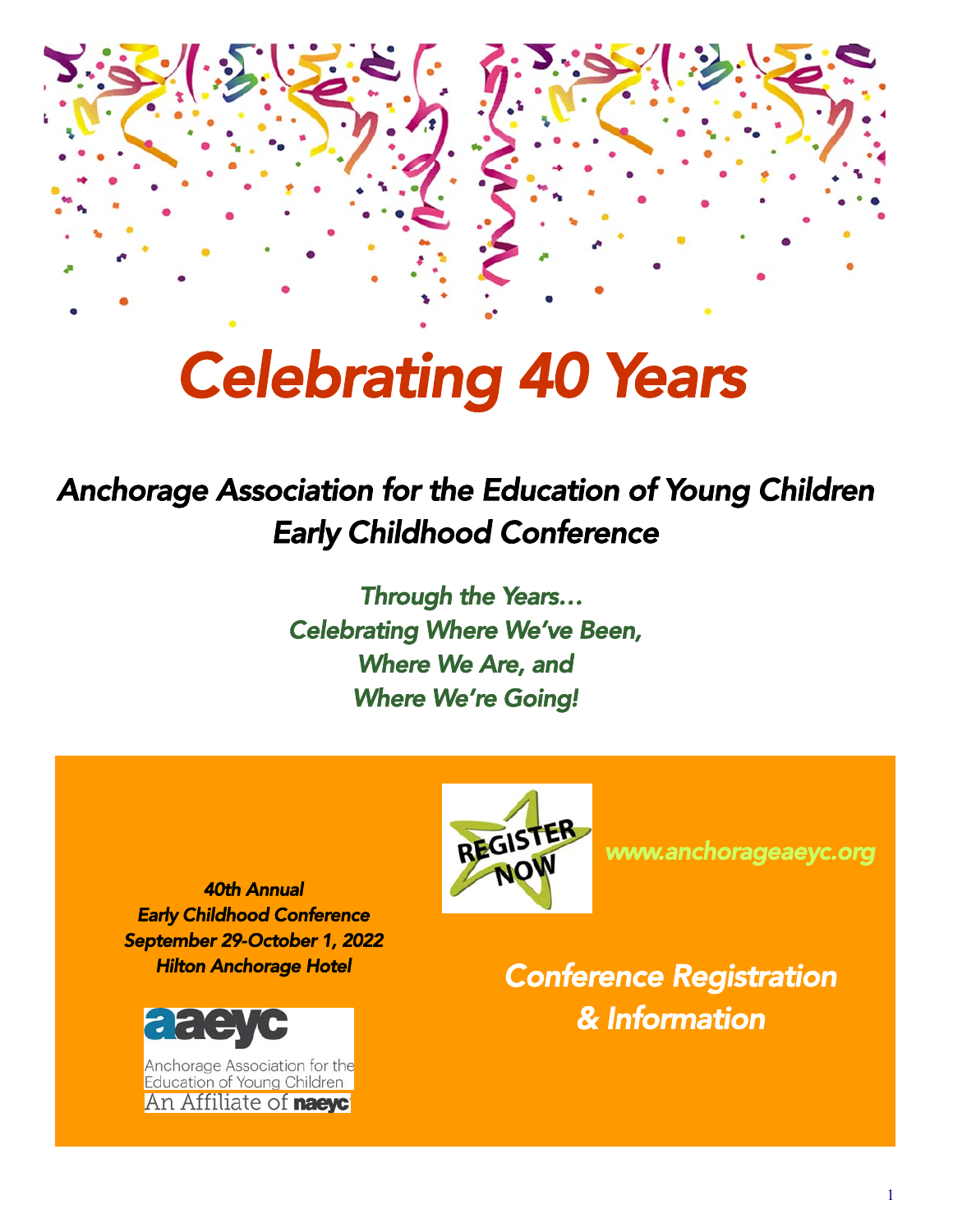# Celebrating 40 Years

## *Anchorage Association for the Education of Young Children Early Childhood Conference*

*Through the Years…*
*Celebrating Where We've Been,*
*Where We Are, and*
*Where We're Going!*

***40th Annual***
***Early Childhood Conference***
***September 29-October 1, 2022***
***Hilton Anchorage Hotel***

aaeyc
Anchorage Association for the Education of Young Children
An Affiliate of naeyc

REGISTER NOW

www.anchorageaeyc.org

*Conference Registration & Information*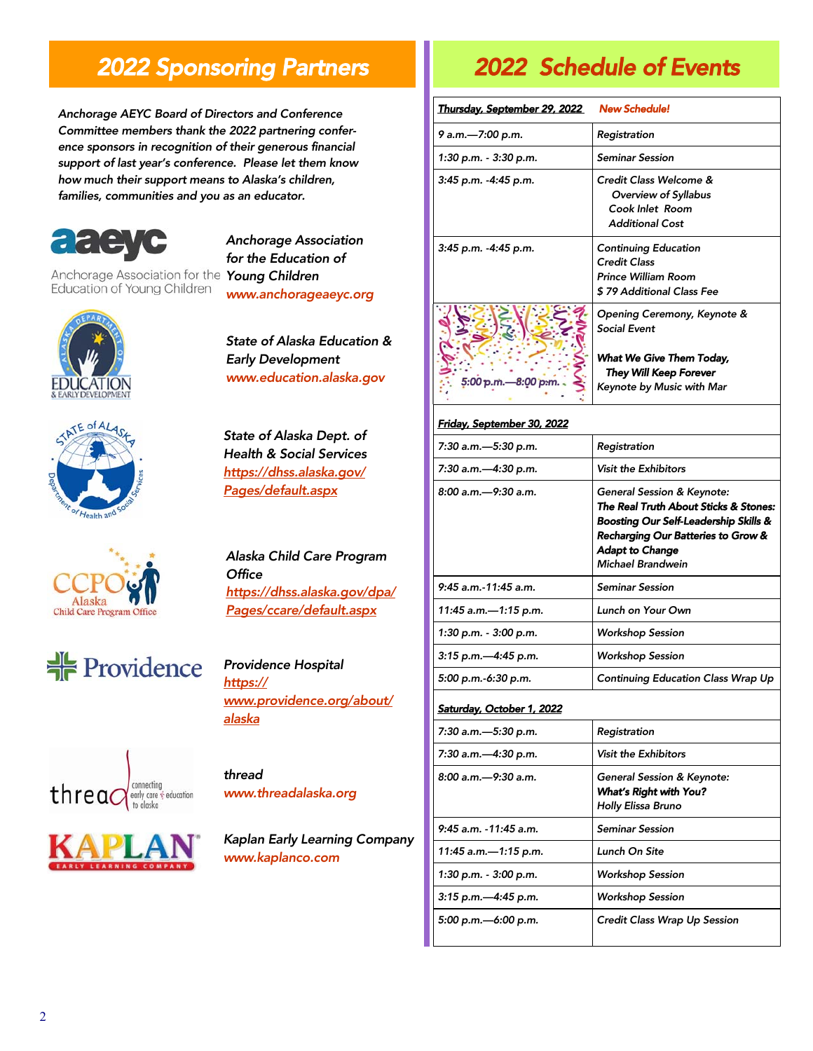# 2022 Sponsoring Partners

*Anchorage AEYC Board of Directors and Conference Committee members thank the 2022 partnering conference sponsors in recognition of their generous financial support of last year's conference. Please let them know how much their support means to Alaska's children, families, communities and you as an educator.*

*Anchorage Association for the Education of Young Children*
*www.anchorageaeyc.org*

*State of Alaska Education & Early Development*
*www.education.alaska.gov*

*State of Alaska Dept. of Health & Social Services*
*https://dhss.alaska.gov/Pages/default.aspx*

*Alaska Child Care Program Office*
*https://dhss.alaska.gov/dpa/Pages/ccare/default.aspx*

*Providence Hospital*
*https://www.providence.org/about/alaska*

*thread*
*www.threadalaska.org*

*Kaplan Early Learning Company*
*www.kaplanco.com*

# 2022 Schedule of Events

| **Thursday, September 29, 2022** | ***New Schedule!*** |
|---|---|
| 9 a.m.—7:00 p.m. | Registration |
| 1:30 p.m. - 3:30 p.m. | Seminar Session |
| 3:45 p.m. -4:45 p.m. | Credit Class Welcome & Overview of Syllabus Cook Inlet Room Additional Cost |
| 3:45 p.m. -4:45 p.m. | Continuing Education Credit Class Prince William Room $ 79 Additional Class Fee |
| 5:00 p.m.—8:00 p.m. | Opening Ceremony, Keynote & Social Event **What We Give Them Today, They Will Keep Forever** Keynote by Music with Mar |
| **Friday, September 30, 2022** | |
| 7:30 a.m.—5:30 p.m. | Registration |
| 7:30 a.m.—4:30 p.m. | Visit the Exhibitors |
| 8:00 a.m.—9:30 a.m. | General Session & Keynote: **The Real Truth About Sticks & Stones: Boosting Our Self-Leadership Skills & Recharging Our Batteries to Grow & Adapt to Change** Michael Brandwein |
| 9:45 a.m.-11:45 a.m. | Seminar Session |
| 11:45 a.m.—1:15 p.m. | Lunch on Your Own |
| 1:30 p.m. - 3:00 p.m. | Workshop Session |
| 3:15 p.m.—4:45 p.m. | Workshop Session |
| 5:00 p.m.-6:30 p.m. | Continuing Education Class Wrap Up |
| **Saturday, October 1, 2022** | |
| 7:30 a.m.—5:30 p.m. | Registration |
| 7:30 a.m.—4:30 p.m. | Visit the Exhibitors |
| 8:00 a.m.—9:30 a.m. | General Session & Keynote: **What's Right with You?** Holly Elissa Bruno |
| 9:45 a.m. -11:45 a.m. | Seminar Session |
| 11:45 a.m.—1:15 p.m. | Lunch On Site |
| 1:30 p.m. - 3:00 p.m. | Workshop Session |
| 3:15 p.m.—4:45 p.m. | Workshop Session |
| 5:00 p.m.—6:00 p.m. | Credit Class Wrap Up Session |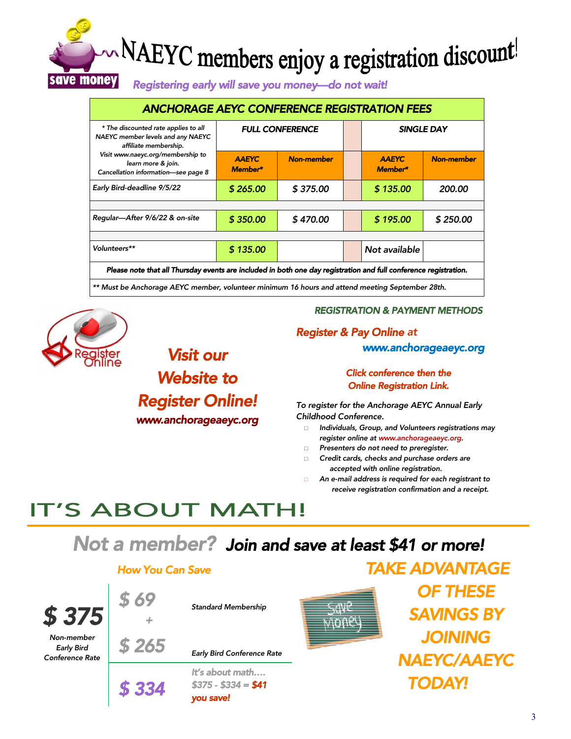# NAEYC members enjoy a registration discount!

save money

*Registering early will save you money—do not wait!*

| ANCHORAGE AEYC CONFERENCE REGISTRATION FEES | | | | | |
|---|---|---|---|---|---|
| * The discounted rate applies to all NAEYC member levels and any NAEYC affiliate membership. Visit www.naeyc.org/membership to learn more & join. Cancellation information—see page 8 | FULL CONFERENCE | | | SINGLE DAY | |
| | AAEYC Member* | Non-member | | AAEYC Member* | Non-member |
| Early Bird-deadline 9/5/22 | $ 265.00 | $ 375.00 | | $ 135.00 | 200.00 |
| Regular—After 9/6/22 & on-site | $ 350.00 | $ 470.00 | | $ 195.00 | $ 250.00 |
| Volunteers** | $ 135.00 | | | Not available | |

*Please note that all Thursday events are included in both one day registration and full conference registration.*

*\*\* Must be Anchorage AEYC member, volunteer minimum 16 hours and attend meeting September 28th.*

Register Online

## Visit our Website to Register Online!

www.anchorageaeyc.org

### REGISTRATION & PAYMENT METHODS

**Register & Pay Online at www.anchorageaeyc.org**

*Click conference then the Online Registration Link.*

*To register for the Anchorage AEYC Annual Early Childhood Conference.*

- *Individuals, Group, and Volunteers registrations may register online at www.anchorageaeyc.org.*
- *Presenters do not need to preregister.*
- *Credit cards, checks and purchase orders are accepted with online registration.*
- *An e-mail address is required for each registrant to receive registration confirmation and a receipt.*

# IT'S ABOUT MATH!

## Not a member? Join and save at least $41 or more!

**How You Can Save**

**$ 375**
*Non-member Early Bird Conference Rate*

$ 69 — *Standard Membership*
+
$ 265 — *Early Bird Conference Rate*

**$ 334**

*It's about math….*
*$375 - $334 = $41 you save!*

Save Money

**TAKE ADVANTAGE OF THESE SAVINGS BY JOINING NAEYC/AAEYC TODAY!**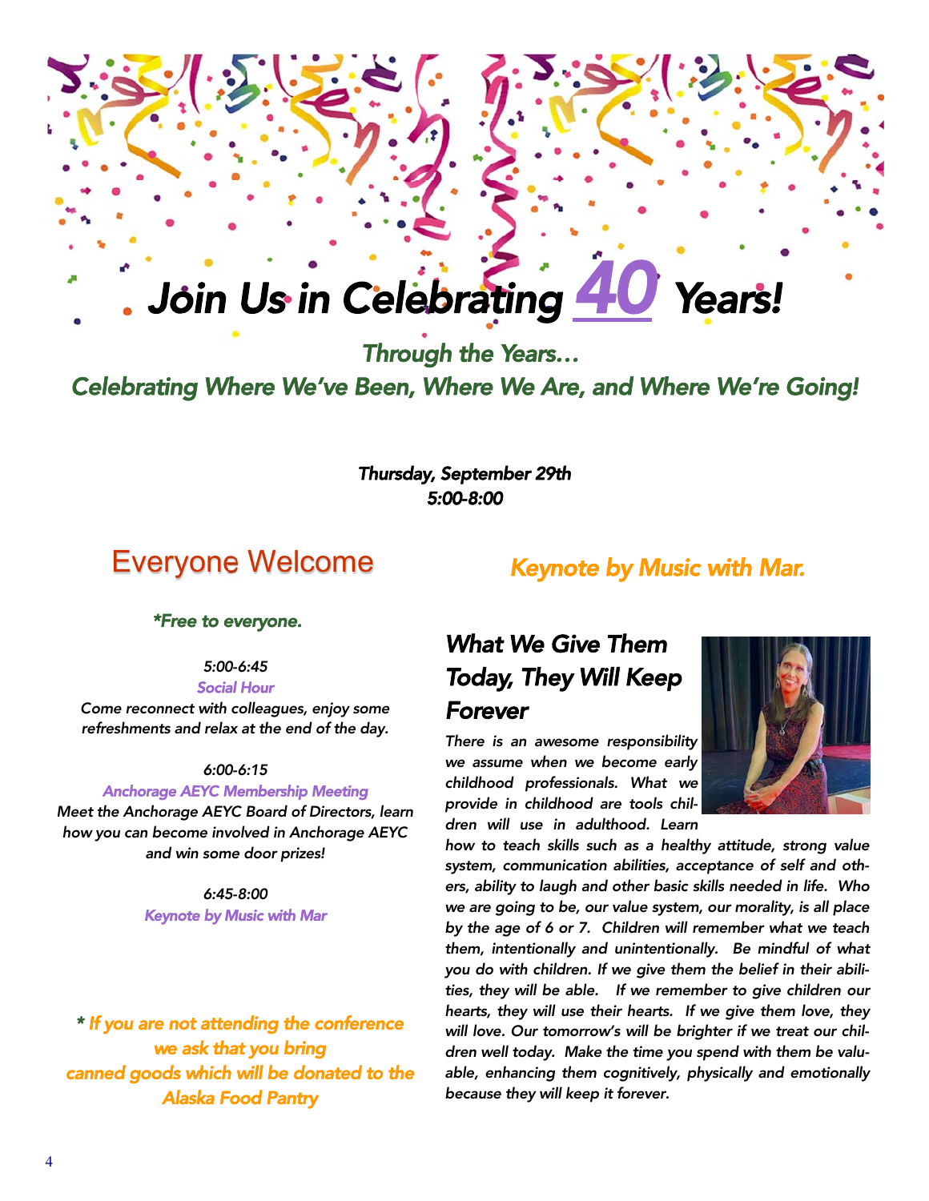# *Join Us in Celebrating 40 Years!*

## *Through the Years…*
## *Celebrating Where We've Been, Where We Are, and Where We're Going!*

*Thursday, September 29th*
*5:00-8:00*

## Everyone Welcome

***Free to everyone.*

*5:00-6:45*
***Social Hour***
*Come reconnect with colleagues, enjoy some refreshments and relax at the end of the day.*

*6:00-6:15*
***Anchorage AEYC Membership Meeting***
*Meet the Anchorage AEYC Board of Directors, learn how you can become involved in Anchorage AEYC and win some door prizes!*

*6:45-8:00*
***Keynote by Music with Mar***

***** If you are not attending the conference we ask that you bring canned goods which will be donated to the Alaska Food Pantry***

## *Keynote by Music with Mar.*

### *What We Give Them Today, They Will Keep Forever*

*There is an awesome responsibility we assume when we become early childhood professionals. What we provide in childhood are tools children will use in adulthood. Learn how to teach skills such as a healthy attitude, strong value system, communication abilities, acceptance of self and others, ability to laugh and other basic skills needed in life. Who we are going to be, our value system, our morality, is all place by the age of 6 or 7. Children will remember what we teach them, intentionally and unintentionally. Be mindful of what you do with children. If we give them the belief in their abilities, they will be able. If we remember to give children our hearts, they will use their hearts. If we give them love, they will love. Our tomorrow's will be brighter if we treat our children well today. Make the time you spend with them be valuable, enhancing them cognitively, physically and emotionally because they will keep it forever.*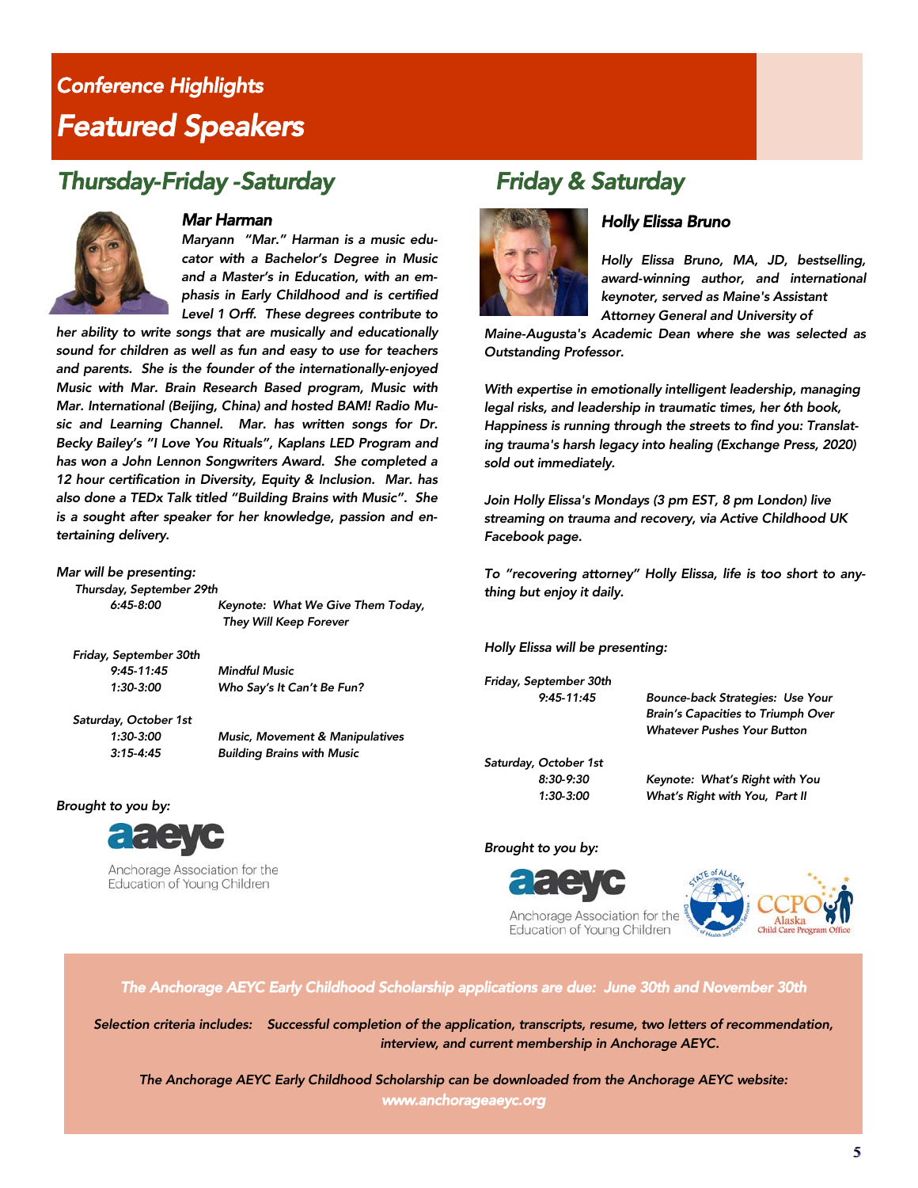## Conference Highlights

# Featured Speakers

## Thursday-Friday -Saturday

### Mar Harman

*Maryann "Mar." Harman is a music educator with a Bachelor's Degree in Music and a Master's in Education, with an emphasis in Early Childhood and is certified Level 1 Orff. These degrees contribute to her ability to write songs that are musically and educationally sound for children as well as fun and easy to use for teachers and parents. She is the founder of the internationally-enjoyed Music with Mar. Brain Research Based program, Music with Mar. International (Beijing, China) and hosted BAM! Radio Music and Learning Channel. Mar. has written songs for Dr. Becky Bailey's "I Love You Rituals", Kaplans LED Program and has won a John Lennon Songwriters Award. She completed a 12 hour certification in Diversity, Equity & Inclusion. Mar. has also done a TEDx Talk titled "Building Brains with Music". She is a sought after speaker for her knowledge, passion and entertaining delivery.*

*Mar will be presenting:*

*Thursday, September 29th*

| | |
|---|---|
| *6:45-8:00* | *Keynote: What We Give Them Today, They Will Keep Forever* |

*Friday, September 30th*

| | |
|---|---|
| *9:45-11:45* | *Mindful Music* |
| *1:30-3:00* | *Who Say's It Can't Be Fun?* |

*Saturday, October 1st*

| | |
|---|---|
| *1:30-3:00* | *Music, Movement & Manipulatives* |
| *3:15-4:45* | *Building Brains with Music* |

*Brought to you by:*

aaeyc Anchorage Association for the Education of Young Children

## Friday & Saturday

### Holly Elissa Bruno

*Holly Elissa Bruno, MA, JD, bestselling, award-winning author, and international keynoter, served as Maine's Assistant Attorney General and University of Maine-Augusta's Academic Dean where she was selected as Outstanding Professor.*

*With expertise in emotionally intelligent leadership, managing legal risks, and leadership in traumatic times, her 6th book, Happiness is running through the streets to find you: Translating trauma's harsh legacy into healing (Exchange Press, 2020) sold out immediately.*

*Join Holly Elissa's Mondays (3 pm EST, 8 pm London) live streaming on trauma and recovery, via Active Childhood UK Facebook page.*

*To "recovering attorney" Holly Elissa, life is too short to anything but enjoy it daily.*

*Holly Elissa will be presenting:*

*Friday, September 30th*

| | |
|---|---|
| *9:45-11:45* | *Bounce-back Strategies: Use Your Brain's Capacities to Triumph Over Whatever Pushes Your Button* |

*Saturday, October 1st*

| | |
|---|---|
| *8:30-9:30* | *Keynote: What's Right with You* |
| *1:30-3:00* | *What's Right with You, Part II* |

*Brought to you by:*

aaeyc Anchorage Association for the Education of Young Children

State of Alaska Department of Health and Social Services

CCPO Alaska Child Care Program Office

---

***The Anchorage AEYC Early Childhood Scholarship applications are due: June 30th and November 30th***

*Selection criteria includes: Successful completion of the application, transcripts, resume, two letters of recommendation, interview, and current membership in Anchorage AEYC.*

*The Anchorage AEYC Early Childhood Scholarship can be downloaded from the Anchorage AEYC website:* ***www.anchorageaeyc.org***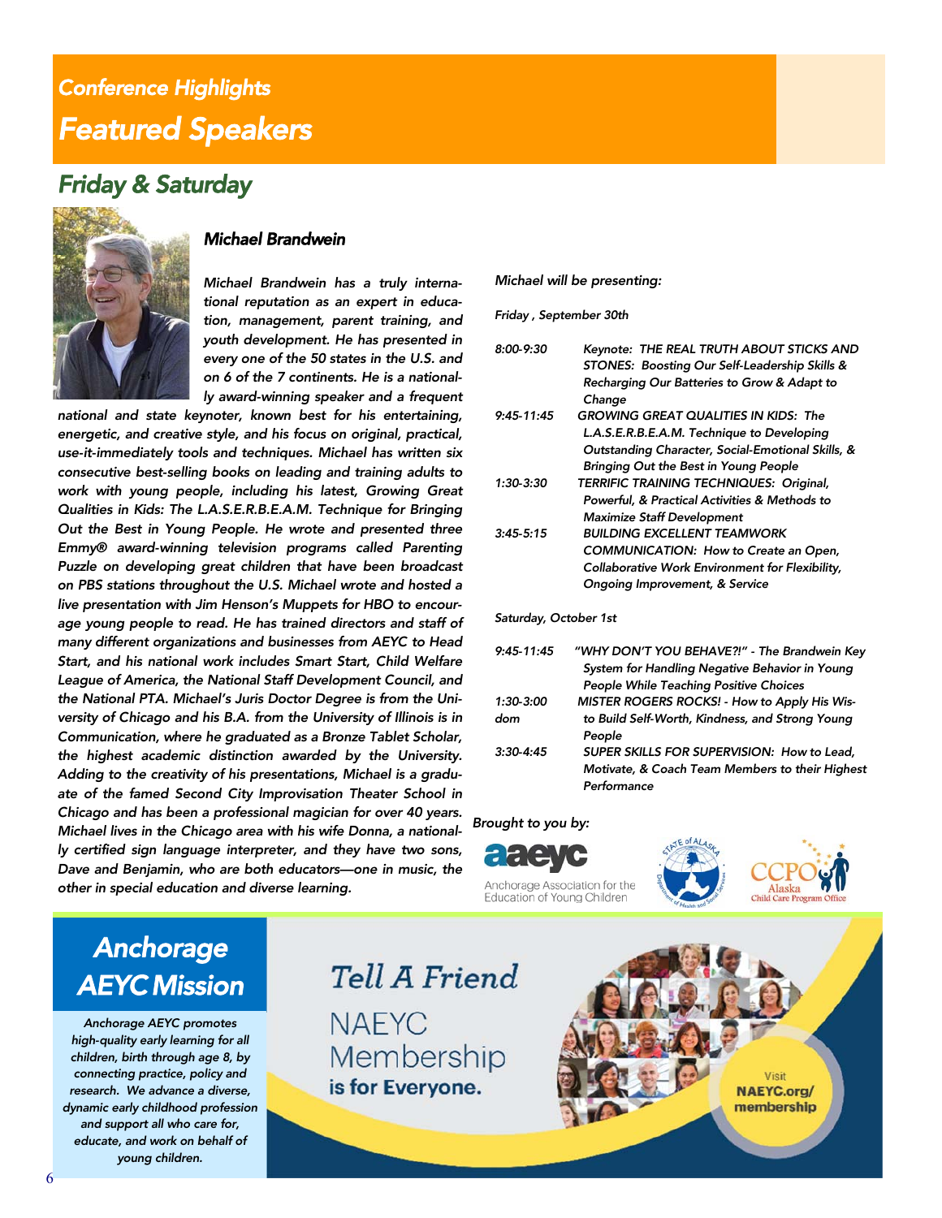## *Conference Highlights*

# *Featured Speakers*

## *Friday & Saturday*

### *Michael Brandwein*

*Michael Brandwein has a truly international reputation as an expert in education, management, parent training, and youth development. He has presented in every one of the 50 states in the U.S. and on 6 of the 7 continents. He is a nationally award-winning speaker and a frequent national and state keynoter, known best for his entertaining, energetic, and creative style, and his focus on original, practical, use-it-immediately tools and techniques. Michael has written six consecutive best-selling books on leading and training adults to work with young people, including his latest, Growing Great Qualities in Kids: The L.A.S.E.R.B.E.A.M. Technique for Bringing Out the Best in Young People. He wrote and presented three Emmy® award-winning television programs called Parenting Puzzle on developing great children that have been broadcast on PBS stations throughout the U.S. Michael wrote and hosted a live presentation with Jim Henson's Muppets for HBO to encourage young people to read. He has trained directors and staff of many different organizations and businesses from AEYC to Head Start, and his national work includes Smart Start, Child Welfare League of America, the National Staff Development Council, and the National PTA. Michael's Juris Doctor Degree is from the University of Chicago and his B.A. from the University of Illinois is in Communication, where he graduated as a Bronze Tablet Scholar, the highest academic distinction awarded by the University. Adding to the creativity of his presentations, Michael is a graduate of the famed Second City Improvisation Theater School in Chicago and has been a professional magician for over 40 years. Michael lives in the Chicago area with his wife Donna, a nationally certified sign language interpreter, and they have two sons, Dave and Benjamin, who are both educators—one in music, the other in special education and diverse learning.*

*Michael will be presenting:*

*Friday , September 30th*

| | |
|---|---|
| *8:00-9:30* | *Keynote: THE REAL TRUTH ABOUT STICKS AND STONES: Boosting Our Self-Leadership Skills & Recharging Our Batteries to Grow & Adapt to Change* |
| *9:45-11:45* | *GROWING GREAT QUALITIES IN KIDS: The L.A.S.E.R.B.E.A.M. Technique to Developing Outstanding Character, Social-Emotional Skills, & Bringing Out the Best in Young People* |
| *1:30-3:30* | *TERRIFIC TRAINING TECHNIQUES: Original, Powerful, & Practical Activities & Methods to Maximize Staff Development* |
| *3:45-5:15* | *BUILDING EXCELLENT TEAMWORK COMMUNICATION: How to Create an Open, Collaborative Work Environment for Flexibility, Ongoing Improvement, & Service* |

*Saturday, October 1st*

| | |
|---|---|
| *9:45-11:45* | *"WHY DON'T YOU BEHAVE?!" - The Brandwein Key System for Handling Negative Behavior in Young People While Teaching Positive Choices* |
| *1:30-3:00* | *MISTER ROGERS ROCKS! - How to Apply His Wisdom to Build Self-Worth, Kindness, and Strong Young People* |
| *3:30-4:45* | *SUPER SKILLS FOR SUPERVISION: How to Lead, Motivate, & Coach Team Members to their Highest Performance* |

*Brought to you by:*

aaeyc — Anchorage Association for the Education of Young Children

State of Alaska Department of Health and Social Services

CCPO Alaska Child Care Program Office

## *Anchorage AEYC Mission*

*Anchorage AEYC promotes high-quality early learning for all children, birth through age 8, by connecting practice, policy and research. We advance a diverse, dynamic early childhood profession and support all who care for, educate, and work on behalf of young children.*

**Tell A Friend**

NAEYC Membership **is for Everyone.**

Visit **NAEYC.org/membership**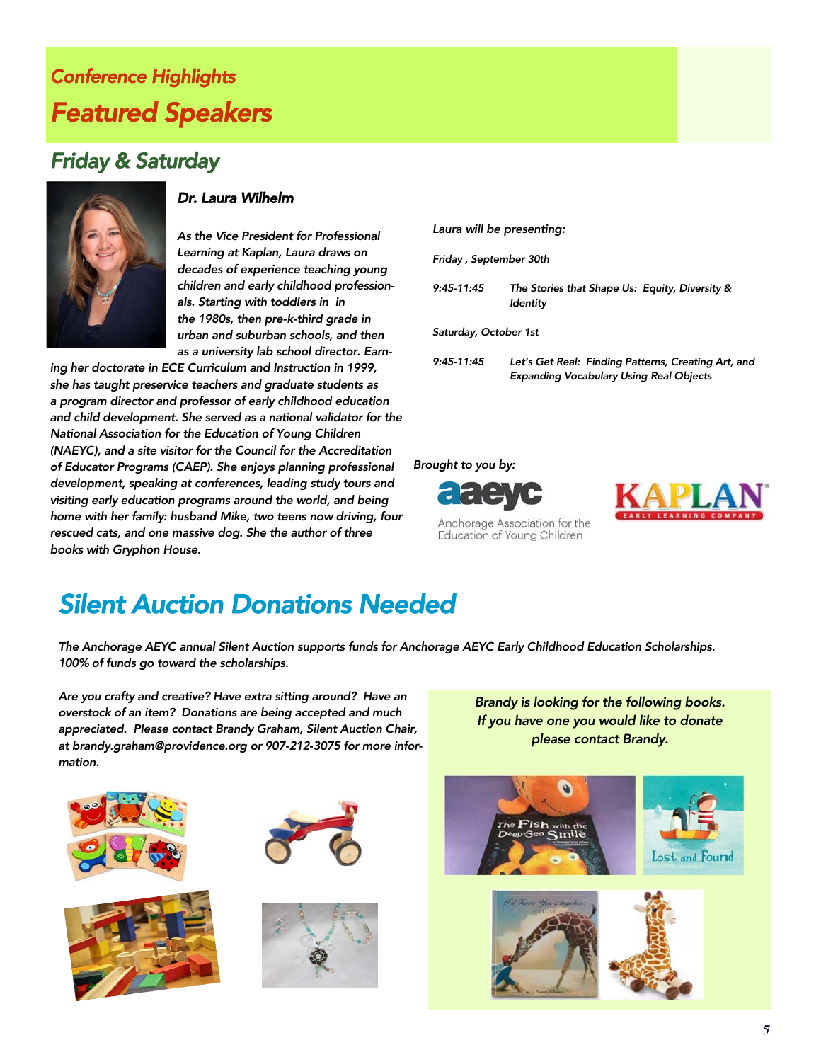## Conference Highlights

# Featured Speakers

## Friday & Saturday

### Dr. Laura Wilhelm

*As the Vice President for Professional Learning at Kaplan, Laura draws on decades of experience teaching young children and early childhood professionals. Starting with toddlers in in the 1980s, then pre-k-third grade in urban and suburban schools, and then as a university lab school director. Earning her doctorate in ECE Curriculum and Instruction in 1999, she has taught preservice teachers and graduate students as a program director and professor of early childhood education and child development. She served as a national validator for the National Association for the Education of Young Children (NAEYC), and a site visitor for the Council for the Accreditation of Educator Programs (CAEP). She enjoys planning professional development, speaking at conferences, leading study tours and visiting early education programs around the world, and being home with her family: husband Mike, two teens now driving, four rescued cats, and one massive dog. She the author of three books with Gryphon House.*

*Laura will be presenting:*

*Friday , September 30th*

*9:45-11:45* — *The Stories that Shape Us: Equity, Diversity & Identity*

*Saturday, October 1st*

*9:45-11:45* — *Let's Get Real: Finding Patterns, Creating Art, and Expanding Vocabulary Using Real Objects*

*Brought to you by:*

aaeyc — Anchorage Association for the Education of Young Children

KAPLAN — EARLY LEARNING COMPANY

# Silent Auction Donations Needed

*The Anchorage AEYC annual Silent Auction supports funds for Anchorage AEYC Early Childhood Education Scholarships. 100% of funds go toward the scholarships.*

*Are you crafty and creative? Have extra sitting around? Have an overstock of an item? Donations are being accepted and much appreciated. Please contact Brandy Graham, Silent Auction Chair, at brandy.graham@providence.org or 907-212-3075 for more information.*

*Brandy is looking for the following books. If you have one you would like to donate please contact Brandy.*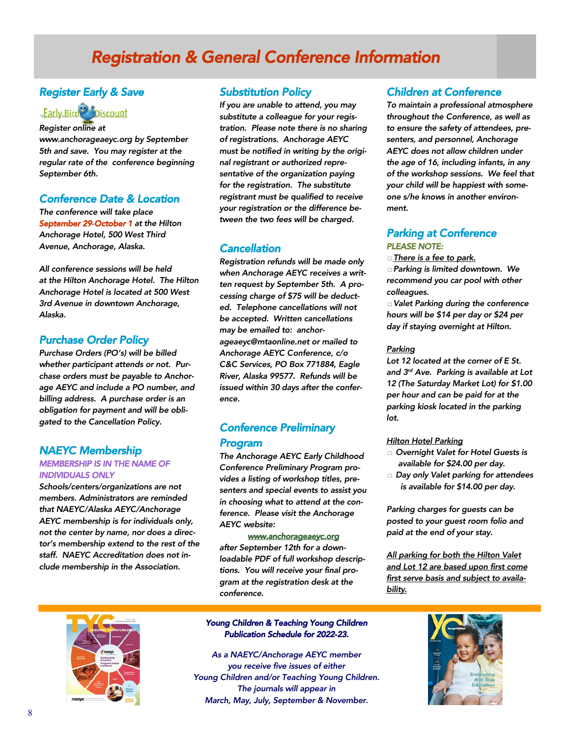# Registration & General Conference Information

## Register Early & Save

Early Bird Discount

*Register online at www.anchorageaeyc.org by September 5th and save. You may register at the regular rate of the conference beginning September 6th.*

## Conference Date & Location

*The conference will take place **September 29-October 1** at the Hilton Anchorage Hotel, 500 West Third Avenue, Anchorage, Alaska.*

*All conference sessions will be held at the Hilton Anchorage Hotel. The Hilton Anchorage Hotel is located at 500 West 3rd Avenue in downtown Anchorage, Alaska.*

## Purchase Order Policy

*Purchase Orders (PO's) will be billed whether participant attends or not. Purchase orders must be payable to Anchorage AEYC and include a PO number, and billing address. A purchase order is an obligation for payment and will be obligated to the Cancellation Policy.*

## NAEYC Membership

*MEMBERSHIP IS IN THE NAME OF INDIVIDUALS ONLY*

*Schools/centers/organizations are not members. Administrators are reminded that NAEYC/Alaska AEYC/Anchorage AEYC membership is for individuals only, not the center by name, nor does a director's membership extend to the rest of the staff. NAEYC Accreditation does not include membership in the Association.*

## Substitution Policy

*If you are unable to attend, you may substitute a colleague for your registration. Please note there is no sharing of registrations. Anchorage AEYC must be notified in writing by the original registrant or authorized representative of the organization paying for the registration. The substitute registrant must be qualified to receive your registration or the difference between the two fees will be charged.*

## Cancellation

*Registration refunds will be made only when Anchorage AEYC receives a written request by September 5th. A processing charge of $75 will be deducted. Telephone cancellations will not be accepted. Written cancellations may be emailed to: anchorageaeyc@mtaonline.net or mailed to Anchorage AEYC Conference, c/o C&C Services, PO Box 771884, Eagle River, Alaska 99577. Refunds will be issued within 30 days after the conference.*

## Conference Preliminary Program

*The Anchorage AEYC Early Childhood Conference Preliminary Program provides a listing of workshop titles, presenters and special events to assist you in choosing what to attend at the conference. Please visit the Anchorage AEYC website:*

*www.anchorageaeyc.org*

*after September 12th for a downloadable PDF of full workshop descriptions. You will receive your final program at the registration desk at the conference.*

## Children at Conference

*To maintain a professional atmosphere throughout the Conference, as well as to ensure the safety of attendees, presenters, and personnel, Anchorage AEYC does not allow children under the age of 16, including infants, in any of the workshop sessions. We feel that your child will be happiest with someone s/he knows in another environment.*

## Parking at Conference

*PLEASE NOTE:*

- *There is a fee to park.*
- *Parking is limited downtown. We recommend you car pool with other colleagues.*
- *Valet Parking during the conference hours will be $14 per day or $24 per day if staying overnight at Hilton.*

*Parking*

*Lot 12 located at the corner of E St. and 3rd Ave. Parking is available at Lot 12 (The Saturday Market Lot) for $1.00 per hour and can be paid for at the parking kiosk located in the parking lot.*

*Hilton Hotel Parking*

- *Overnight Valet for Hotel Guests is available for $24.00 per day.*
- *Day only Valet parking for attendees is available for $14.00 per day.*

*Parking charges for guests can be posted to your guest room folio and paid at the end of your stay.*

*All parking for both the Hilton Valet and Lot 12 are based upon first come first serve basis and subject to availability.*

---

***Young Children & Teaching Young Children Publication Schedule for 2022-23.***

*As a NAEYC/Anchorage AEYC member you receive five issues of either Young Children and/or Teaching Young Children. The journals will appear in March, May, July, September & November.*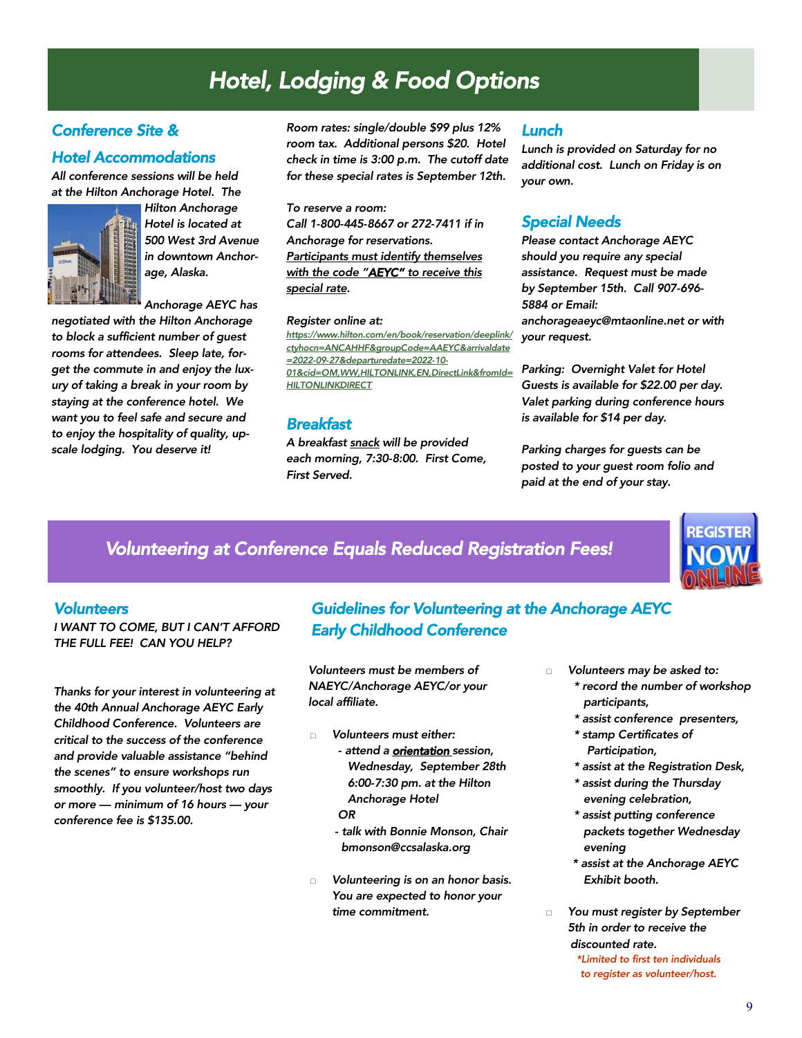# Hotel, Lodging & Food Options

## Conference Site & Hotel Accommodations

*All conference sessions will be held at the Hilton Anchorage Hotel. The Hilton Anchorage Hotel is located at 500 West 3rd Avenue in downtown Anchorage, Alaska.*

*Anchorage AEYC has negotiated with the Hilton Anchorage to block a sufficient number of guest rooms for attendees. Sleep late, forget the commute in and enjoy the luxury of taking a break in your room by staying at the conference hotel. We want you to feel safe and secure and to enjoy the hospitality of quality, upscale lodging. You deserve it!*

*Room rates: single/double $99 plus 12% room tax. Additional persons $20. Hotel check in time is 3:00 p.m. The cutoff date for these special rates is September 12th.*

*To reserve a room:*
*Call 1-800-445-8667 or 272-7411 if in Anchorage for reservations.* ***Participants must identify themselves with the code "AEYC" to receive this special rate.***

*Register online at:*
https://www.hilton.com/en/book/reservation/deeplink/ctyhocn=ANCAHHF&groupCode=AAEYC&arrivaldate=2022-09-27&departuredate=2022-10-01&cid=OM,WW,HILTONLINK,EN,DirectLink&fromId=HILTONLINKDIRECT

## Breakfast

*A breakfast snack will be provided each morning, 7:30-8:00. First Come, First Served.*

## Lunch

*Lunch is provided on Saturday for no additional cost. Lunch on Friday is on your own.*

## Special Needs

*Please contact Anchorage AEYC should you require any special assistance. Request must be made by September 15th. Call 907-696-5884 or Email: anchorageaeyc@mtaonline.net or with your request.*

*Parking: Overnight Valet for Hotel Guests is available for $22.00 per day. Valet parking during conference hours is available for $14 per day.*

*Parking charges for guests can be posted to your guest room folio and paid at the end of your stay.*

# Volunteering at Conference Equals Reduced Registration Fees!

REGISTER NOW ONLINE

## Volunteers

*I WANT TO COME, BUT I CAN'T AFFORD THE FULL FEE! CAN YOU HELP?*

*Thanks for your interest in volunteering at the 40th Annual Anchorage AEYC Early Childhood Conference. Volunteers are critical to the success of the conference and provide valuable assistance "behind the scenes" to ensure workshops run smoothly. If you volunteer/host two days or more — minimum of 16 hours — your conference fee is $135.00.*

## Guidelines for Volunteering at the Anchorage AEYC Early Childhood Conference

*Volunteers must be members of NAEYC/Anchorage AEYC/or your local affiliate.*

- *Volunteers must either:*
  - *attend a **orientation** session, Wednesday, September 28th 6:00-7:30 pm. at the Hilton Anchorage Hotel*
  
  *OR*
  - *talk with Bonnie Monson, Chair bmonson@ccsalaska.org*
- *Volunteering is on an honor basis. You are expected to honor your time commitment.*
- *Volunteers may be asked to:*
  - *record the number of workshop participants,*
  - *assist conference presenters,*
  - *stamp Certificates of Participation,*
  - *assist at the Registration Desk,*
  - *assist during the Thursday evening celebration,*
  - *assist putting conference packets together Wednesday evening*
  - *assist at the Anchorage AEYC Exhibit booth.*
- *You must register by September 5th in order to receive the discounted rate.*
  
  *\*Limited to first ten individuals to register as volunteer/host.*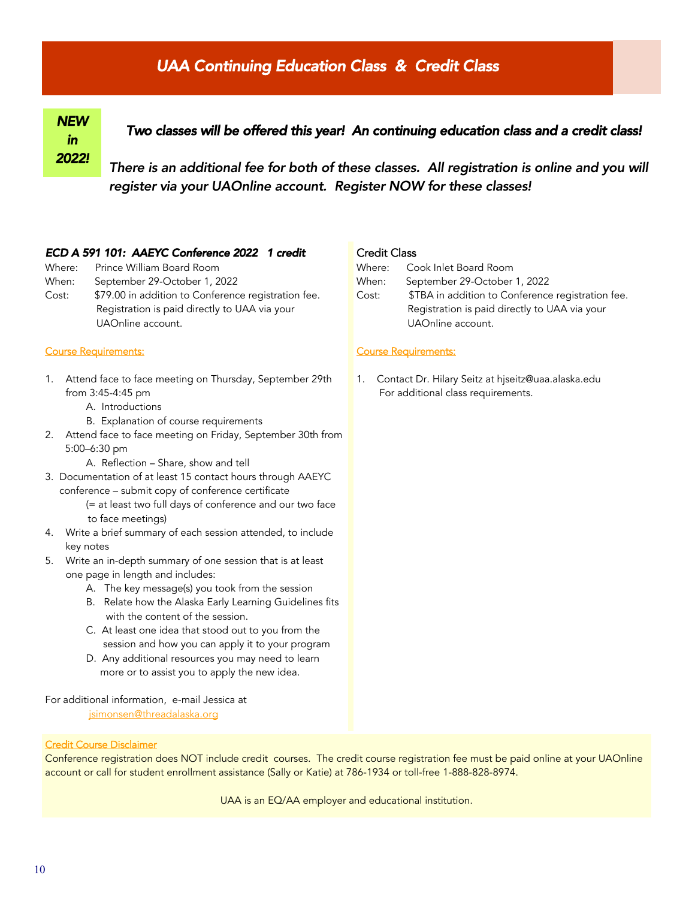# UAA Continuing Education Class & Credit Class

***NEW in 2022!***

***Two classes will be offered this year! An continuing education class and a credit class!***

***There is an additional fee for both of these classes. All registration is online and you will register via your UAOnline account. Register NOW for these classes!***

### *ECD A 591 101: AAEYC Conference 2022 1 credit*

Where: Prince William Board Room
When: September 29-October 1, 2022
Cost: $79.00 in addition to Conference registration fee. Registration is paid directly to UAA via your UAOnline account.

Course Requirements:

1. Attend face to face meeting on Thursday, September 29th from 3:45-4:45 pm
   - A. Introductions
   - B. Explanation of course requirements
2. Attend face to face meeting on Friday, September 30th from 5:00–6:30 pm
   - A. Reflection – Share, show and tell
3. Documentation of at least 15 contact hours through AAEYC conference – submit copy of conference certificate (= at least two full days of conference and our two face to face meetings)
4. Write a brief summary of each session attended, to include key notes
5. Write an in-depth summary of one session that is at least one page in length and includes:
   - A. The key message(s) you took from the session
   - B. Relate how the Alaska Early Learning Guidelines fits with the content of the session.
   - C. At least one idea that stood out to you from the session and how you can apply it to your program
   - D. Any additional resources you may need to learn more or to assist you to apply the new idea.

For additional information, e-mail Jessica at jsimonsen@threadalaska.org

### Credit Class

Where: Cook Inlet Board Room
When: September 29-October 1, 2022
Cost: $TBA in addition to Conference registration fee. Registration is paid directly to UAA via your UAOnline account.

Course Requirements:

1. Contact Dr. Hilary Seitz at hjseitz@uaa.alaska.edu For additional class requirements.

Credit Course Disclaimer

Conference registration does NOT include credit courses. The credit course registration fee must be paid online at your UAOnline account or call for student enrollment assistance (Sally or Katie) at 786-1934 or toll-free 1-888-828-8974.

UAA is an EQ/AA employer and educational institution.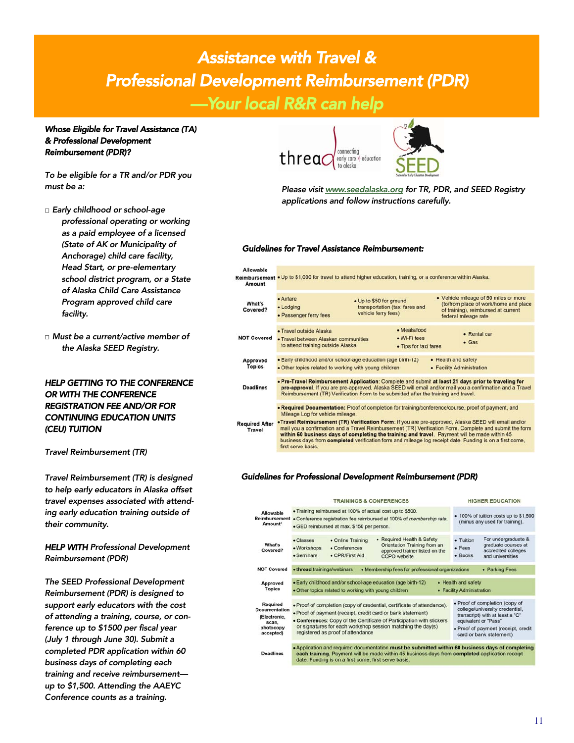# Assistance with Travel & Professional Development Reimbursement (PDR) —Your local R&R can help

***Whose Eligible for Travel Assistance (TA) & Professional Development Reimbursement (PDR)?***

*To be eligible for a TR and/or PDR you must be a:*

- *Early childhood or school-age professional operating or working as a paid employee of a licensed (State of AK or Municipality of Anchorage) child care facility, Head Start, or pre-elementary school district program, or a State of Alaska Child Care Assistance Program approved child care facility.*
- *Must be a current/active member of the Alaska SEED Registry.*

***HELP GETTING TO THE CONFERENCE OR WITH THE CONFERENCE REGISTRATION FEE AND/OR FOR CONTINUING EDUCATION UNITS (CEU) TUITION***

*Travel Reimbursement (TR)*

*Travel Reimbursement (TR) is designed to help early educators in Alaska offset travel expenses associated with attending early education training outside of their community.*

***HELP WITH** Professional Development Reimbursement (PDR)*

*The SEED Professional Development Reimbursement (PDR) is designed to support early educators with the cost of attending a training, course, or conference up to $1500 per fiscal year (July 1 through June 30). Submit a completed PDR application within 60 business days of completing each training and receive reimbursement—up to $1,500. Attending the AAEYC Conference counts as a training.*

thread connecting early care + education to alaska

SEED System for Early Education Development

*Please visit www.seedalaska.org for TR, PDR, and SEED Registry applications and follow instructions carefully.*

### *Guidelines for Travel Assistance Reimbursement:*

| | |
|---|---|
| **Allowable Reimbursement Amount** | • Up to $1,000 for travel to attend higher education, training, or a conference within Alaska. |
| **What's Covered?** | • Airfare • Lodging • Passenger ferry fees • Up to $50 for ground transportation (taxi fares and vehicle ferry fees) • Vehicle mileage of 50 miles or more (to/from place of work/home and place of training), reimbursed at current federal mileage rate |
| **NOT Covered** | • Travel outside Alaska • Travel between Alaskan communities to attend training outside Alaska • Meals/food • Wi-Fi fees • Tips for taxi fares • Rental car • Gas |
| **Approved Topics** | • Early childhood and/or school-age education (age birth-12) • Other topics related to working with young children • Health and safety • Facility Administration |
| **Deadlines** | • **Pre-Travel Reimbursement Application**: Complete and submit **at least 21 days prior to traveling for pre-approval**. If you are pre-approved, Alaska SEED will email and/or mail you a confirmation and a Travel Reimbursement (TR) Verification Form to be submitted after the training and travel. |
| **Required After Travel** | • **Required Documentation:** Proof of completion for training/conference/course, proof of payment, and Mileage Log for vehicle mileage. • **Travel Reimbursement (TR) Verification Form**: If you are pre-approved, Alaska SEED will email and/or mail you a confirmation and a Travel Reimbursement (TR) Verification Form. Complete and submit the form **within 60 business days of completing the training and travel.** Payment will be made within 45 business days from **completed** verification form and mileage log receipt date. Funding is on a first come, first serve basis. |

### *Guidelines for Professional Development Reimbursement (PDR)*

| | TRAININGS & CONFERENCES | HIGHER EDUCATION |
|---|---|---|
| **Allowable Reimbursement Amount*** | • Training reimbursed at 100% of actual cost up to $500. • Conference registration fee reimbursed at 100% of *membership rate*. • GED reimbursed at max. $150 per person. | • 100% of tuition costs up to $1,500 (minus any used for training). |
| **What's Covered?** | • Classes • Workshops • Seminars • Online Training • Conferences • CPR/First Aid • Required Health & Safety Orientation Training from an approved trainer listed on the CCPO website | • Tuition • Fees • Books — For undergraduate & graduate courses at accredited colleges and universities |
| **NOT Covered** | • **thread** trainings/webinars • Membership fees for professional organizations • Parking Fees | |
| **Approved Topics** | • Early childhood and/or school-age education (age birth-12) • Other topics related to working with young children • Health and safety • Facility Administration | |
| **Required Documentation** (Electronic, scan, photocopy accepted) | • Proof of completion (copy of credential, certificate of attendance). • Proof of payment (receipt, credit card or bank statement) • **Conferences**: Copy of the Certificate of Participation with stickers or signatures for each workshop session matching the day(s) registered as proof of attendance | • Proof of completion (copy of college/university credential, transcript) with at least a "C" equivalent or "Pass" • Proof of payment (receipt, credit card or bank statement) |
| **Deadlines** | • Application and required documentation **must be submitted within 60 business days of completing each training**. Payment will be made within 45 business days from **completed** application receipt date. Funding is on a first come, first serve basis. | |